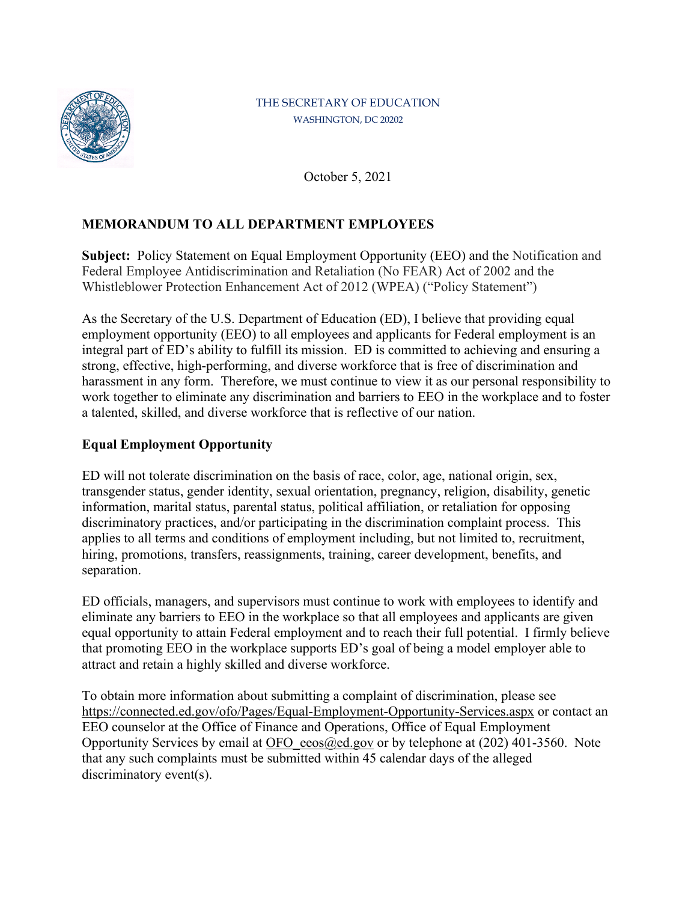THE SECRETARY OF EDUCATION
WASHINGTON, DC 20202

October 5, 2021

**MEMORANDUM TO ALL DEPARTMENT EMPLOYEES**

**Subject:** Policy Statement on Equal Employment Opportunity (EEO) and the Notification and Federal Employee Antidiscrimination and Retaliation (No FEAR) Act of 2002 and the Whistleblower Protection Enhancement Act of 2012 (WPEA) ("Policy Statement")

As the Secretary of the U.S. Department of Education (ED), I believe that providing equal employment opportunity (EEO) to all employees and applicants for Federal employment is an integral part of ED's ability to fulfill its mission. ED is committed to achieving and ensuring a strong, effective, high-performing, and diverse workforce that is free of discrimination and harassment in any form. Therefore, we must continue to view it as our personal responsibility to work together to eliminate any discrimination and barriers to EEO in the workplace and to foster a talented, skilled, and diverse workforce that is reflective of our nation.

**Equal Employment Opportunity**

ED will not tolerate discrimination on the basis of race, color, age, national origin, sex, transgender status, gender identity, sexual orientation, pregnancy, religion, disability, genetic information, marital status, parental status, political affiliation, or retaliation for opposing discriminatory practices, and/or participating in the discrimination complaint process. This applies to all terms and conditions of employment including, but not limited to, recruitment, hiring, promotions, transfers, reassignments, training, career development, benefits, and separation.

ED officials, managers, and supervisors must continue to work with employees to identify and eliminate any barriers to EEO in the workplace so that all employees and applicants are given equal opportunity to attain Federal employment and to reach their full potential. I firmly believe that promoting EEO in the workplace supports ED's goal of being a model employer able to attract and retain a highly skilled and diverse workforce.

To obtain more information about submitting a complaint of discrimination, please see https://connected.ed.gov/ofo/Pages/Equal-Employment-Opportunity-Services.aspx or contact an EEO counselor at the Office of Finance and Operations, Office of Equal Employment Opportunity Services by email at OFO_eeos@ed.gov or by telephone at (202) 401-3560. Note that any such complaints must be submitted within 45 calendar days of the alleged discriminatory event(s).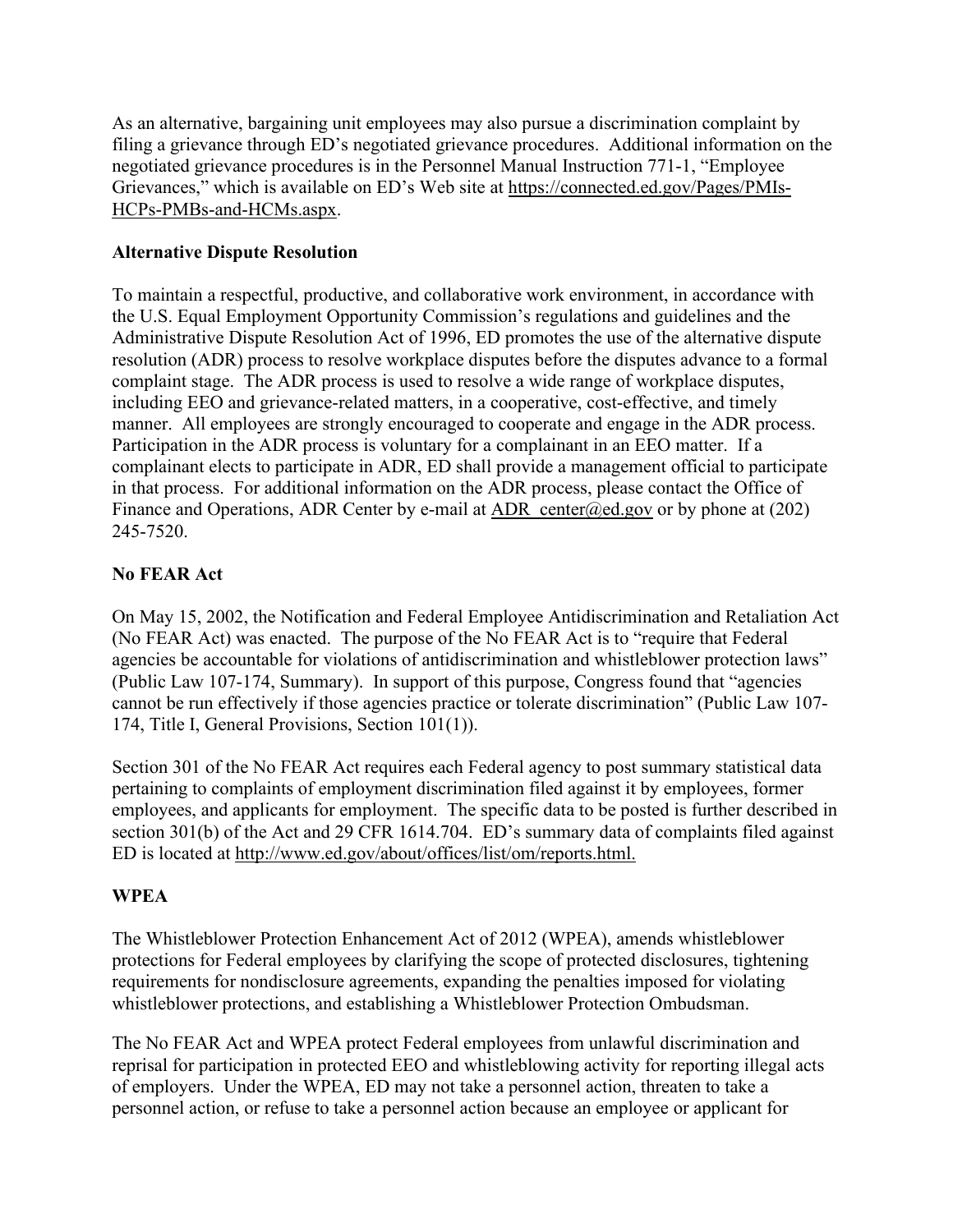As an alternative, bargaining unit employees may also pursue a discrimination complaint by filing a grievance through ED's negotiated grievance procedures. Additional information on the negotiated grievance procedures is in the Personnel Manual Instruction 771-1, "Employee Grievances," which is available on ED's Web site at https://connected.ed.gov/Pages/PMIs-HCPs-PMBs-and-HCMs.aspx.

**Alternative Dispute Resolution**

To maintain a respectful, productive, and collaborative work environment, in accordance with the U.S. Equal Employment Opportunity Commission's regulations and guidelines and the Administrative Dispute Resolution Act of 1996, ED promotes the use of the alternative dispute resolution (ADR) process to resolve workplace disputes before the disputes advance to a formal complaint stage. The ADR process is used to resolve a wide range of workplace disputes, including EEO and grievance-related matters, in a cooperative, cost-effective, and timely manner. All employees are strongly encouraged to cooperate and engage in the ADR process. Participation in the ADR process is voluntary for a complainant in an EEO matter. If a complainant elects to participate in ADR, ED shall provide a management official to participate in that process. For additional information on the ADR process, please contact the Office of Finance and Operations, ADR Center by e-mail at ADR_center@ed.gov or by phone at (202) 245-7520.

**No FEAR Act**

On May 15, 2002, the Notification and Federal Employee Antidiscrimination and Retaliation Act (No FEAR Act) was enacted. The purpose of the No FEAR Act is to "require that Federal agencies be accountable for violations of antidiscrimination and whistleblower protection laws" (Public Law 107-174, Summary). In support of this purpose, Congress found that "agencies cannot be run effectively if those agencies practice or tolerate discrimination" (Public Law 107-174, Title I, General Provisions, Section 101(1)).

Section 301 of the No FEAR Act requires each Federal agency to post summary statistical data pertaining to complaints of employment discrimination filed against it by employees, former employees, and applicants for employment. The specific data to be posted is further described in section 301(b) of the Act and 29 CFR 1614.704. ED's summary data of complaints filed against ED is located at http://www.ed.gov/about/offices/list/om/reports.html.

**WPEA**

The Whistleblower Protection Enhancement Act of 2012 (WPEA), amends whistleblower protections for Federal employees by clarifying the scope of protected disclosures, tightening requirements for nondisclosure agreements, expanding the penalties imposed for violating whistleblower protections, and establishing a Whistleblower Protection Ombudsman.

The No FEAR Act and WPEA protect Federal employees from unlawful discrimination and reprisal for participation in protected EEO and whistleblowing activity for reporting illegal acts of employers. Under the WPEA, ED may not take a personnel action, threaten to take a personnel action, or refuse to take a personnel action because an employee or applicant for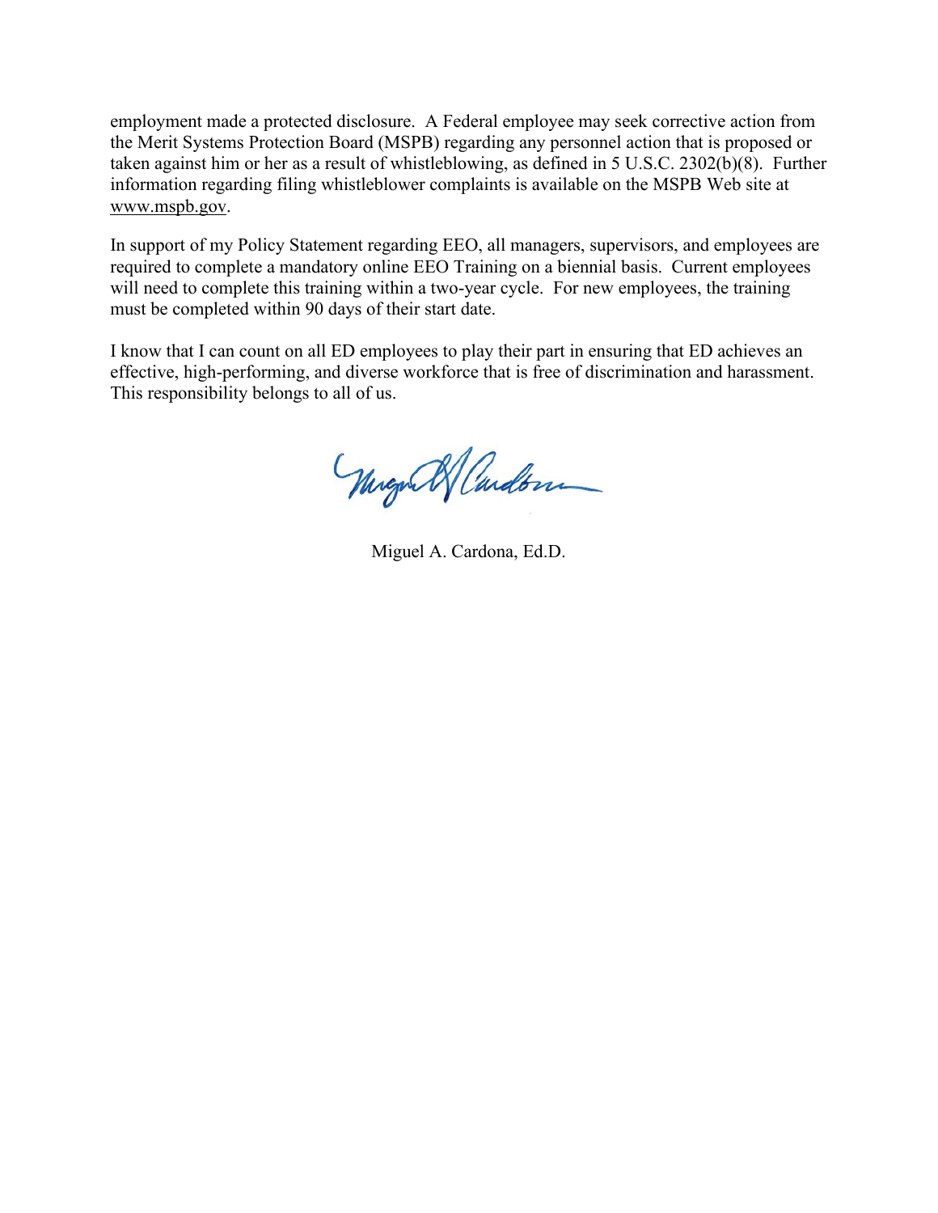employment made a protected disclosure. A Federal employee may seek corrective action from the Merit Systems Protection Board (MSPB) regarding any personnel action that is proposed or taken against him or her as a result of whistleblowing, as defined in 5 U.S.C. 2302(b)(8). Further information regarding filing whistleblower complaints is available on the MSPB Web site at www.mspb.gov.

In support of my Policy Statement regarding EEO, all managers, supervisors, and employees are required to complete a mandatory online EEO Training on a biennial basis. Current employees will need to complete this training within a two-year cycle. For new employees, the training must be completed within 90 days of their start date.

I know that I can count on all ED employees to play their part in ensuring that ED achieves an effective, high-performing, and diverse workforce that is free of discrimination and harassment. This responsibility belongs to all of us.

Miguel A. Cardona, Ed.D.